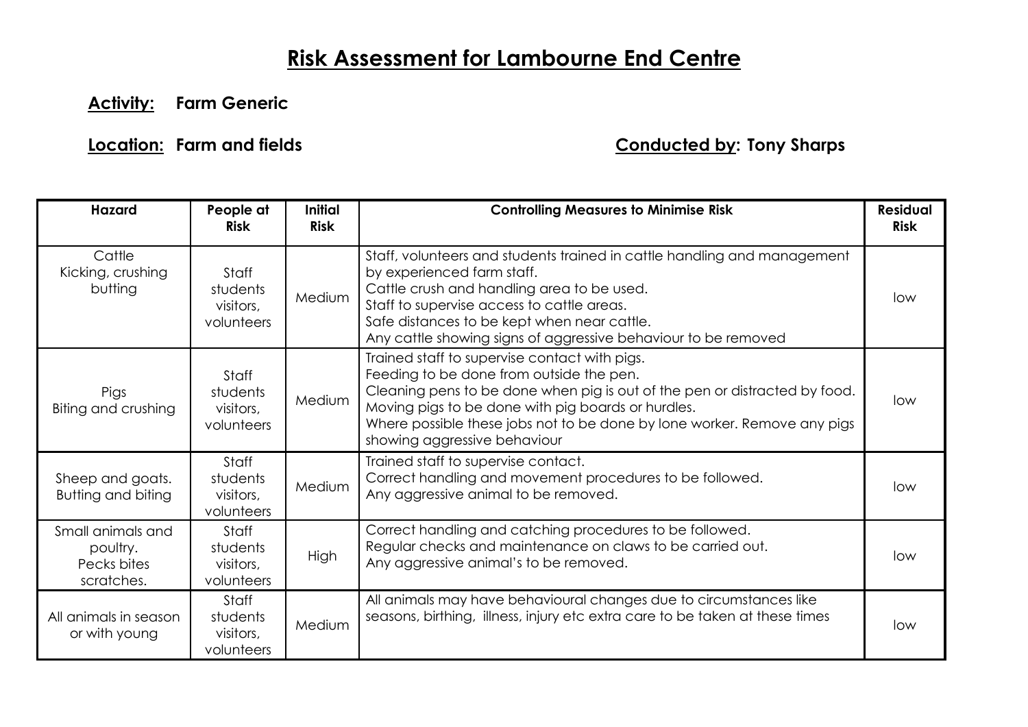# Risk Assessment for Lambourne End Centre

**Activity:** **Farm Generic**

**Location:** **Farm and fields** **Conducted by: Tony Sharps**

| Hazard | People at Risk | Initial Risk | Controlling Measures to Minimise Risk | Residual Risk |
|---|---|---|---|---|
| Cattle<br>Kicking, crushing butting | Staff students visitors, volunteers | Medium | Staff, volunteers and students trained in cattle handling and management by experienced farm staff.<br>Cattle crush and handling area to be used.<br>Staff to supervise access to cattle areas.<br>Safe distances to be kept when near cattle.<br>Any cattle showing signs of aggressive behaviour to be removed | low |
| Pigs<br>Biting and crushing | Staff students visitors, volunteers | Medium | Trained staff to supervise contact with pigs.<br>Feeding to be done from outside the pen.<br>Cleaning pens to be done when pig is out of the pen or distracted by food.<br>Moving pigs to be done with pig boards or hurdles.<br>Where possible these jobs not to be done by lone worker. Remove any pigs showing aggressive behaviour | low |
| Sheep and goats.<br>Butting and biting | Staff students visitors, volunteers | Medium | Trained staff to supervise contact.<br>Correct handling and movement procedures to be followed.<br>Any aggressive animal to be removed. | low |
| Small animals and poultry.<br>Pecks bites scratches. | Staff students visitors, volunteers | High | Correct handling and catching procedures to be followed.<br>Regular checks and maintenance on claws to be carried out.<br>Any aggressive animal's to be removed. | low |
| All animals in season or with young | Staff students visitors, volunteers | Medium | All animals may have behavioural changes due to circumstances like seasons, birthing, illness, injury etc extra care to be taken at these times | low |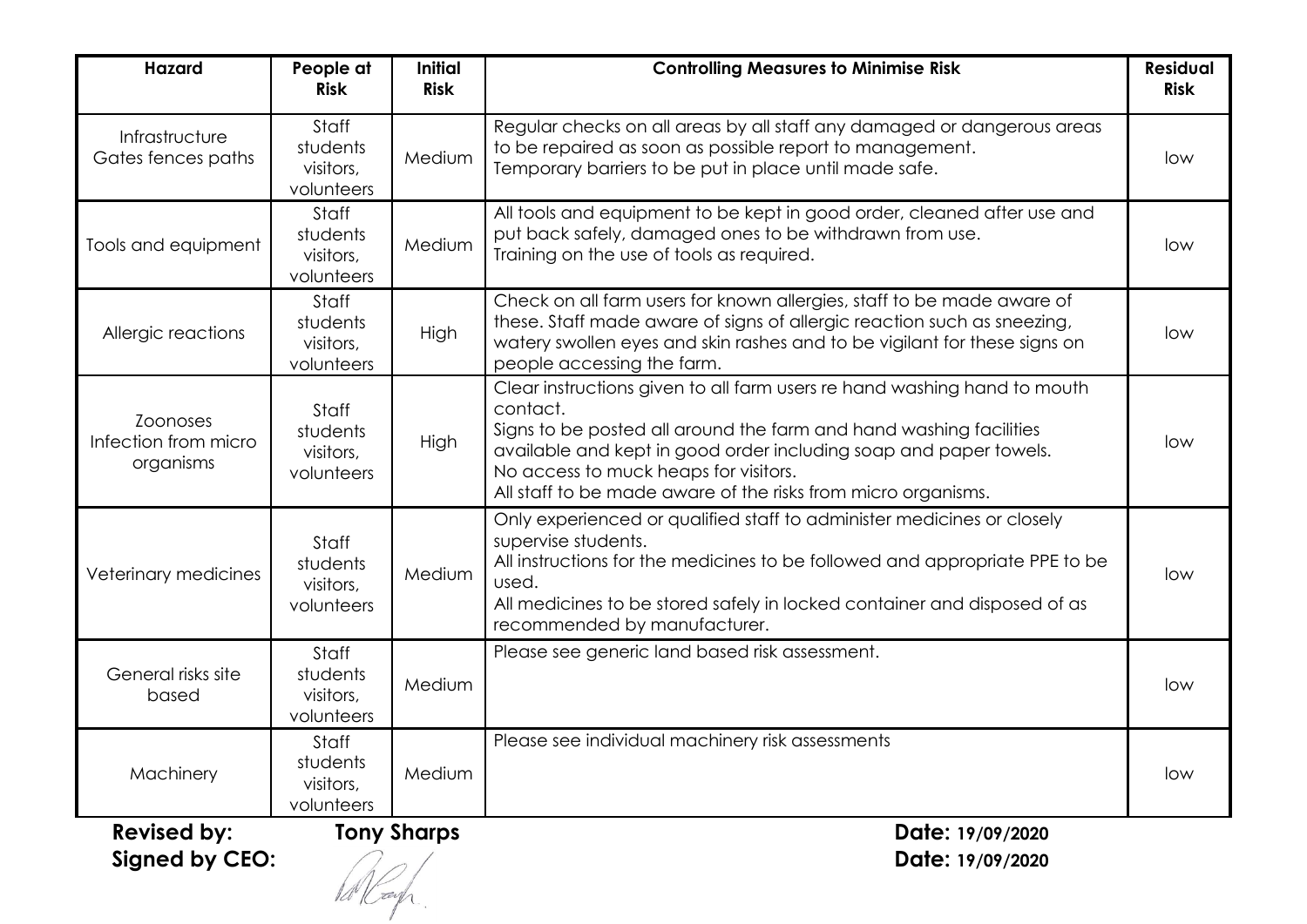| Hazard | People at Risk | Initial Risk | Controlling Measures to Minimise Risk | Residual Risk |
|---|---|---|---|---|
| Infrastructure Gates fences paths | Staff students visitors, volunteers | Medium | Regular checks on all areas by all staff any damaged or dangerous areas to be repaired as soon as possible report to management.<br>Temporary barriers to be put in place until made safe. | low |
| Tools and equipment | Staff students visitors, volunteers | Medium | All tools and equipment to be kept in good order, cleaned after use and put back safely, damaged ones to be withdrawn from use.<br>Training on the use of tools as required. | low |
| Allergic reactions | Staff students visitors, volunteers | High | Check on all farm users for known allergies, staff to be made aware of these. Staff made aware of signs of allergic reaction such as sneezing, watery swollen eyes and skin rashes and to be vigilant for these signs on people accessing the farm. | low |
| Zoonoses Infection from micro organisms | Staff students visitors, volunteers | High | Clear instructions given to all farm users re hand washing hand to mouth contact.<br>Signs to be posted all around the farm and hand washing facilities available and kept in good order including soap and paper towels.<br>No access to muck heaps for visitors.<br>All staff to be made aware of the risks from micro organisms. | low |
| Veterinary medicines | Staff students visitors, volunteers | Medium | Only experienced or qualified staff to administer medicines or closely supervise students.<br>All instructions for the medicines to be followed and appropriate PPE to be used.<br>All medicines to be stored safely in locked container and disposed of as recommended by manufacturer. | low |
| General risks site based | Staff students visitors, volunteers | Medium | Please see generic land based risk assessment. | low |
| Machinery | Staff students visitors, volunteers | Medium | Please see individual machinery risk assessments | low |

**Revised by:** **Tony Sharps** **Date: 19/09/2020**

**Signed by CEO:** **Date: 19/09/2020**